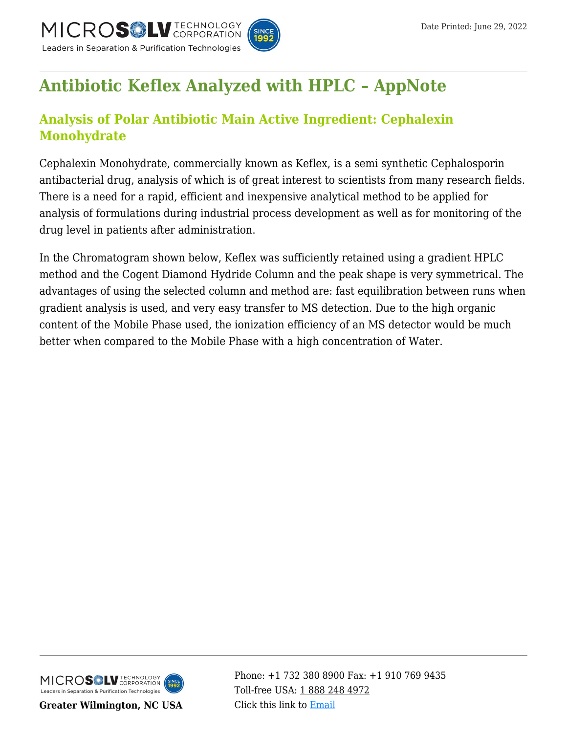# Antibiotic Keflex Analyzed with HPLC – AppNote

## Analysis of Polar Antibiotic Main Active Ingredient: Cephalexin Monohydrate

Cephalexin Monohydrate, commercially known as Keflex, is a semi synthetic Cephalosporin antibacterial drug, analysis of which is of great interest to scientists from many research fields. There is a need for a rapid, efficient and inexpensive analytical method to be applied for analysis of formulations during industrial process development as well as for monitoring of the drug level in patients after administration.

In the Chromatogram shown below, Keflex was sufficiently retained using a gradient HPLC method and the Cogent Diamond Hydride Column and the peak shape is very symmetrical. The advantages of using the selected column and method are: fast equilibration between runs when gradient analysis is used, and very easy transfer to MS detection. Due to the high organic content of the Mobile Phase used, the ionization efficiency of an MS detector would be much better when compared to the Mobile Phase with a high concentration of Water.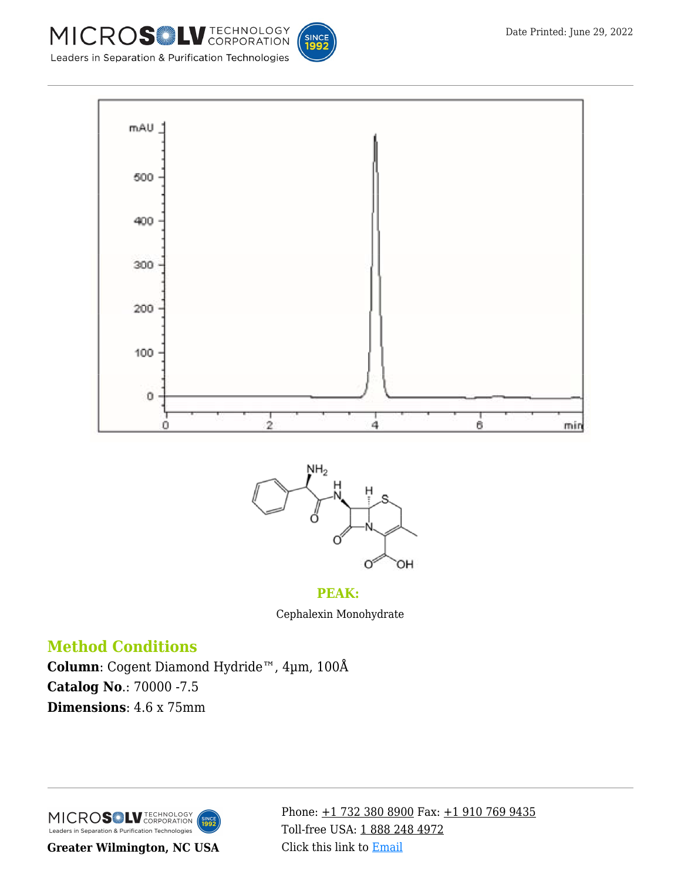mAU

500

400

300

200

100

0

0

2

4

6

min

NH2

H

N

H

S

O

O

N

O

OH

**PEAK:**

Cephalexin Monohydrate

## Method Conditions

**Column**: Cogent Diamond Hydride™, 4µm, 100Å
**Catalog No**.: 70000 -7.5
**Dimensions**: 4.6 x 75mm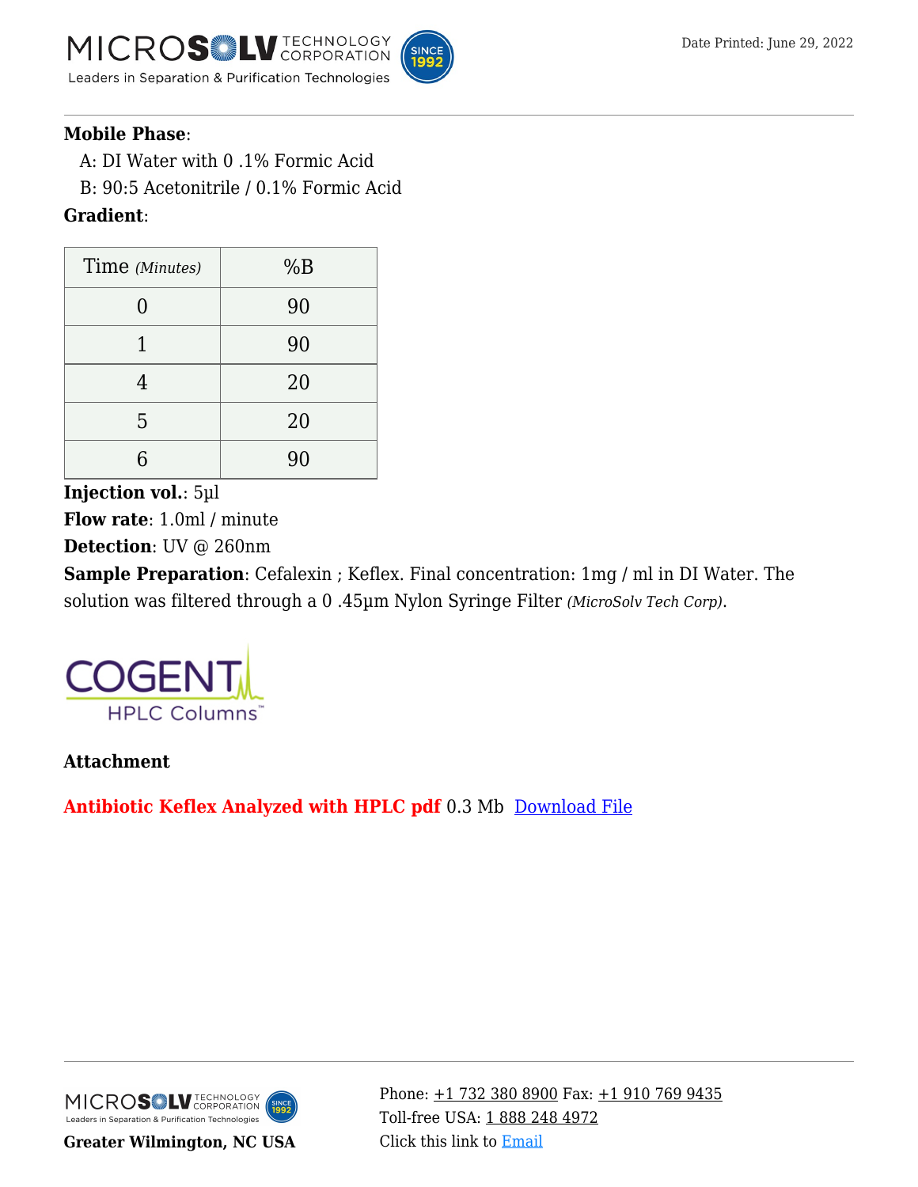**Mobile Phase**:

A: DI Water with 0 .1% Formic Acid

B: 90:5 Acetonitrile / 0.1% Formic Acid

**Gradient**:

| Time *(Minutes)* | %B |
|---|---|
| 0 | 90 |
| 1 | 90 |
| 4 | 20 |
| 5 | 20 |
| 6 | 90 |

**Injection vol.**: 5µl

**Flow rate**: 1.0ml / minute

**Detection**: UV @ 260nm

**Sample Preparation**: Cefalexin ; Keflex. Final concentration: 1mg / ml in DI Water. The solution was filtered through a 0 .45µm Nylon Syringe Filter *(MicroSolv Tech Corp)*.

**Attachment**

**Antibiotic Keflex Analyzed with HPLC pdf** 0.3 Mb Download File

**Greater Wilmington, NC USA**

Phone: +1 732 380 8900 Fax: +1 910 769 9435

Toll-free USA: 1 888 248 4972

Click this link to Email